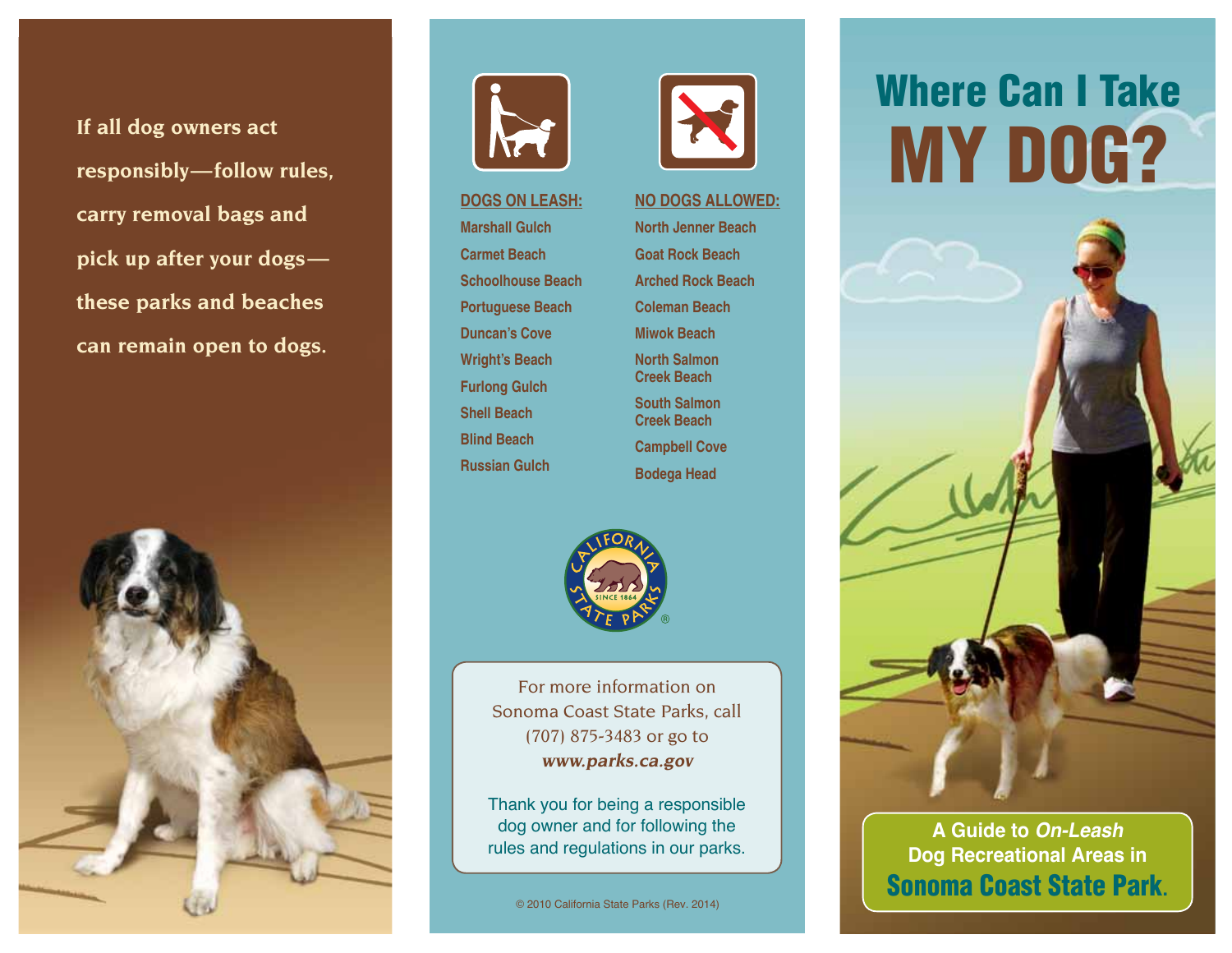If all dog owners act responsibly—follow rules, carry removal bags and pick up after your dogs—these parks and beaches can remain open to dogs.

**DOGS ON LEASH:**

- Marshall Gulch
- Carmet Beach
- Schoolhouse Beach
- Portuguese Beach
- Duncan's Cove
- Wright's Beach
- Furlong Gulch
- Shell Beach
- Blind Beach
- Russian Gulch

**NO DOGS ALLOWED:**

- North Jenner Beach
- Goat Rock Beach
- Arched Rock Beach
- Coleman Beach
- Miwok Beach
- North Salmon Creek Beach
- South Salmon Creek Beach
- Campbell Cove
- Bodega Head

California State Parks Since 1864

For more information on Sonoma Coast State Parks, call (707) 875-3483 or go to ***www.parks.ca.gov***

Thank you for being a responsible dog owner and for following the rules and regulations in our parks.

© 2010 California State Parks (Rev. 2014)

# Where Can I Take MY DOG?

**A Guide to *On-Leash* Dog Recreational Areas in Sonoma Coast State Park.**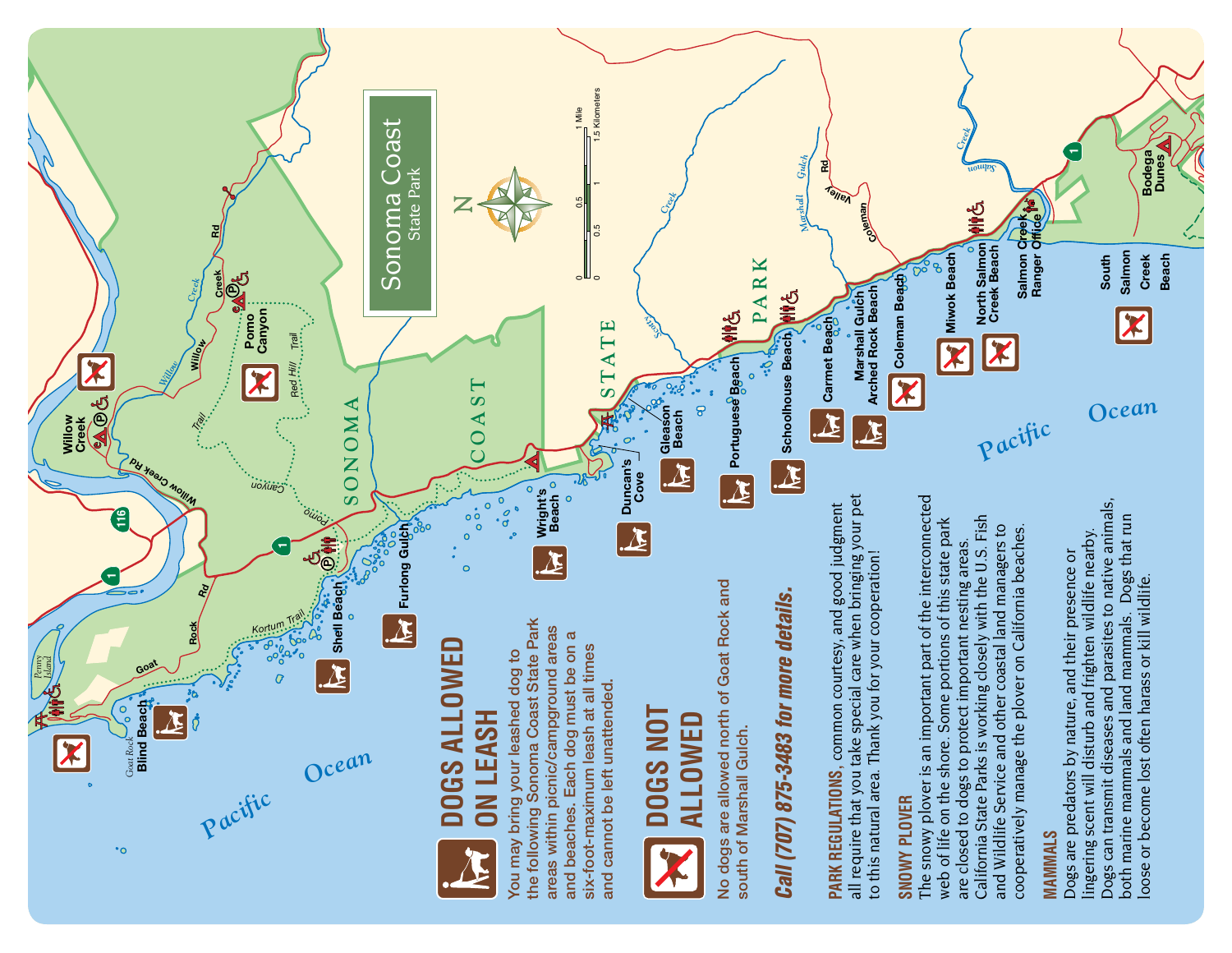# Sonoma Coast State Park

## DOGS ALLOWED ON LEASH

You may bring your leashed dog to the following Sonoma Coast State Park areas within picnic/campground areas and beaches. Each dog must be on a six-foot-maximum leash at all times and cannot be left unattended.

## DOGS NOT ALLOWED

No dogs are allowed north of Goat Rock and south of Marshall Gulch.

***Call (707) 875-3483 for more details.***

**PARK REGULATIONS**, common courtesy, and good judgment all require that you take special care when bringing your pet to this natural area. Thank you for your cooperation!

**SNOWY PLOVER**

The snowy plover is an important part of the interconnected web of life on the shore. Some portions of this state park are closed to dogs to protect important nesting areas. California State Parks is working closely with the U.S. Fish and Wildlife Service and other coastal land managers to cooperatively manage the plover on California beaches.

**MAMMALS**

Dogs are predators by nature, and their presence or lingering scent will disturb and frighten wildlife nearby. Dogs can transmit diseases and parasites to native animals, both marine mammals and land mammals. Dogs that run loose or become lost often harass or kill wildlife.